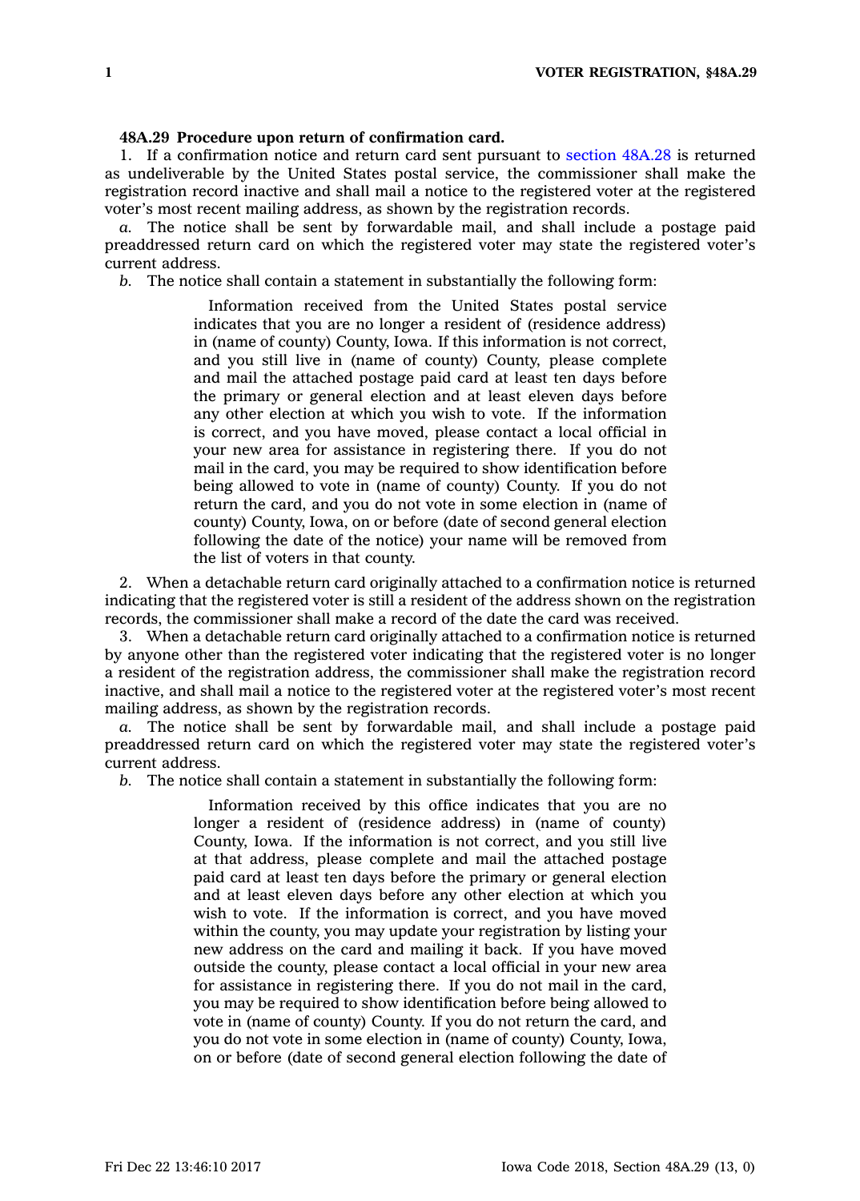**48A.29 Procedure upon return of confirmation card.**

1. If a confirmation notice and return card sent pursuant to section 48A.28 is returned as undeliverable by the United States postal service, the commissioner shall make the registration record inactive and shall mail a notice to the registered voter at the registered voter's most recent mailing address, as shown by the registration records.

*a.* The notice shall be sent by forwardable mail, and shall include a postage paid preaddressed return card on which the registered voter may state the registered voter's current address.

*b.* The notice shall contain a statement in substantially the following form:

> Information received from the United States postal service indicates that you are no longer a resident of (residence address) in (name of county) County, Iowa. If this information is not correct, and you still live in (name of county) County, please complete and mail the attached postage paid card at least ten days before the primary or general election and at least eleven days before any other election at which you wish to vote. If the information is correct, and you have moved, please contact a local official in your new area for assistance in registering there. If you do not mail in the card, you may be required to show identification before being allowed to vote in (name of county) County. If you do not return the card, and you do not vote in some election in (name of county) County, Iowa, on or before (date of second general election following the date of the notice) your name will be removed from the list of voters in that county.

2. When a detachable return card originally attached to a confirmation notice is returned indicating that the registered voter is still a resident of the address shown on the registration records, the commissioner shall make a record of the date the card was received.

3. When a detachable return card originally attached to a confirmation notice is returned by anyone other than the registered voter indicating that the registered voter is no longer a resident of the registration address, the commissioner shall make the registration record inactive, and shall mail a notice to the registered voter at the registered voter's most recent mailing address, as shown by the registration records.

*a.* The notice shall be sent by forwardable mail, and shall include a postage paid preaddressed return card on which the registered voter may state the registered voter's current address.

*b.* The notice shall contain a statement in substantially the following form:

> Information received by this office indicates that you are no longer a resident of (residence address) in (name of county) County, Iowa. If the information is not correct, and you still live at that address, please complete and mail the attached postage paid card at least ten days before the primary or general election and at least eleven days before any other election at which you wish to vote. If the information is correct, and you have moved within the county, you may update your registration by listing your new address on the card and mailing it back. If you have moved outside the county, please contact a local official in your new area for assistance in registering there. If you do not mail in the card, you may be required to show identification before being allowed to vote in (name of county) County. If you do not return the card, and you do not vote in some election in (name of county) County, Iowa, on or before (date of second general election following the date of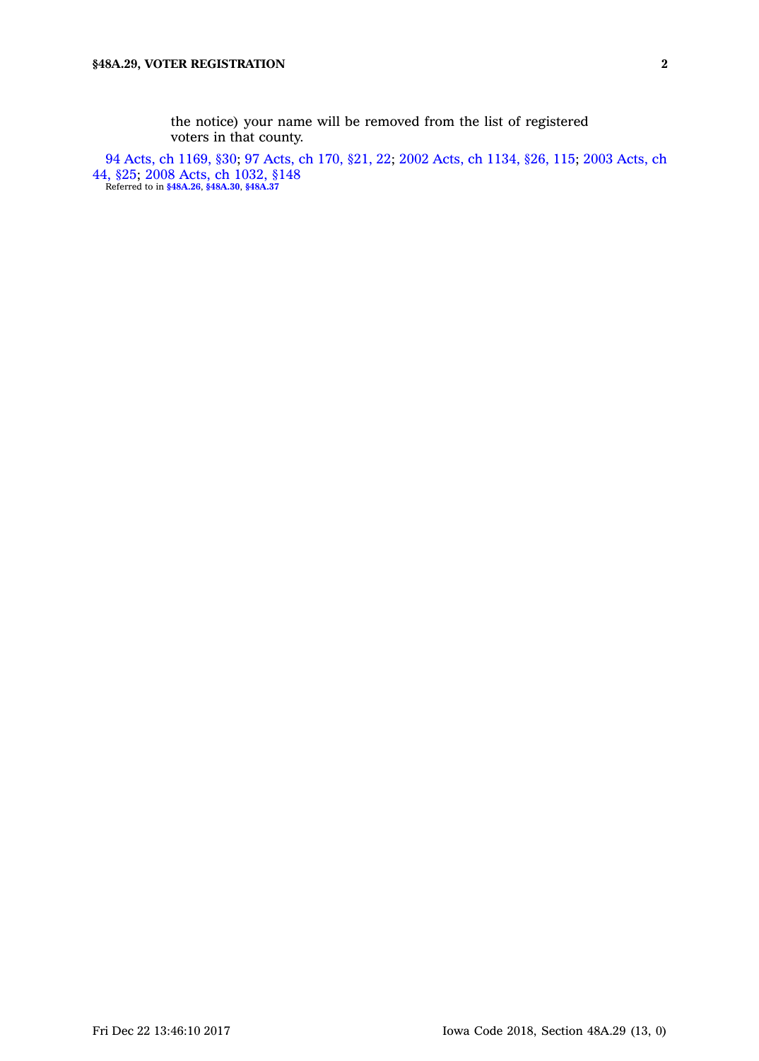the notice) your name will be removed from the list of registered voters in that county.

94 Acts, ch 1169, §30; 97 Acts, ch 170, §21, 22; 2002 Acts, ch 1134, §26, 115; 2003 Acts, ch 44, §25; 2008 Acts, ch 1032, §148

Referred to in §48A.26, §48A.30, §48A.37